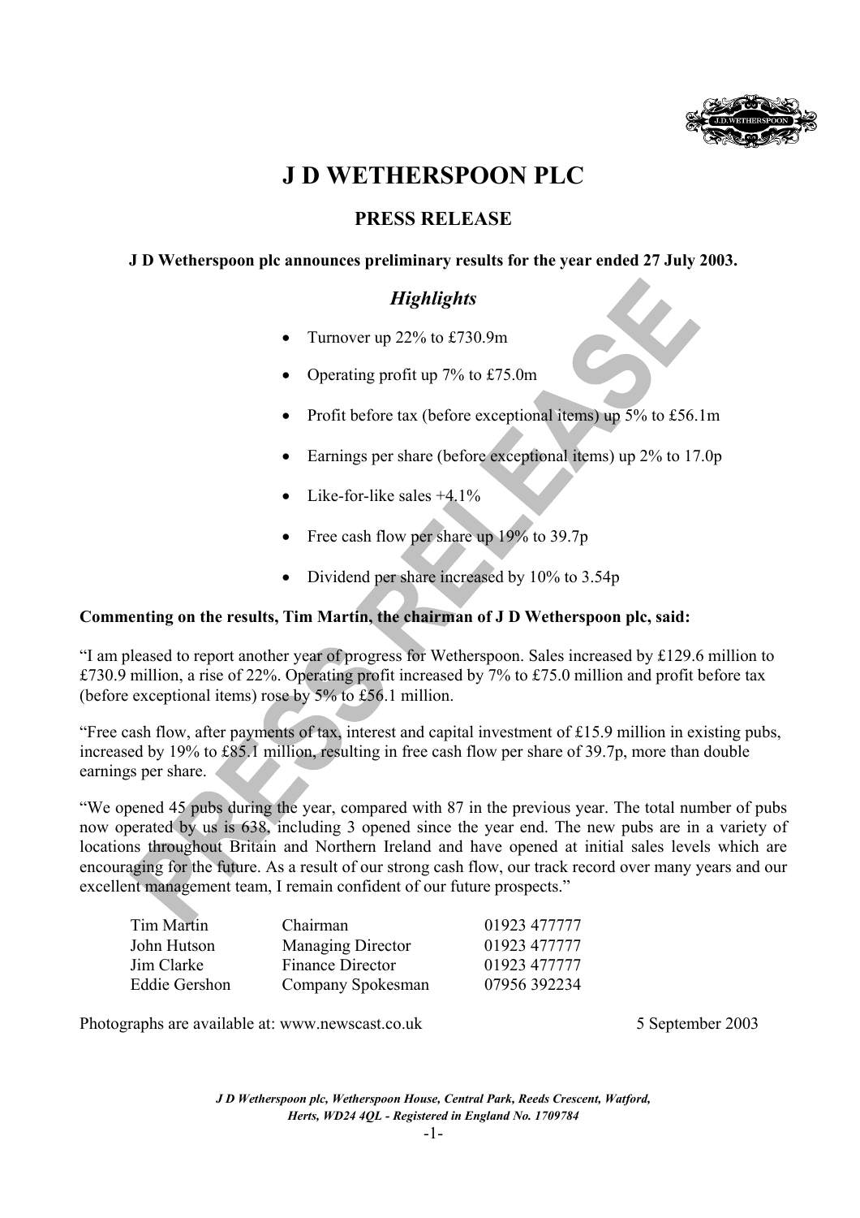# J D WETHERSPOON PLC

## PRESS RELEASE

**J D Wetherspoon plc announces preliminary results for the year ended 27 July 2003.**

### *Highlights*

- Turnover up 22% to £730.9m
- Operating profit up 7% to £75.0m
- Profit before tax (before exceptional items) up 5% to £56.1m
- Earnings per share (before exceptional items) up 2% to 17.0p
- Like-for-like sales +4.1%
- Free cash flow per share up 19% to 39.7p
- Dividend per share increased by 10% to 3.54p

**Commenting on the results, Tim Martin, the chairman of J D Wetherspoon plc, said:**

"I am pleased to report another year of progress for Wetherspoon. Sales increased by £129.6 million to £730.9 million, a rise of 22%. Operating profit increased by 7% to £75.0 million and profit before tax (before exceptional items) rose by 5% to £56.1 million.

"Free cash flow, after payments of tax, interest and capital investment of £15.9 million in existing pubs, increased by 19% to £85.1 million, resulting in free cash flow per share of 39.7p, more than double earnings per share.

"We opened 45 pubs during the year, compared with 87 in the previous year. The total number of pubs now operated by us is 638, including 3 opened since the year end. The new pubs are in a variety of locations throughout Britain and Northern Ireland and have opened at initial sales levels which are encouraging for the future. As a result of our strong cash flow, our track record over many years and our excellent management team, I remain confident of our future prospects."

| | | |
|---|---|---|
| Tim Martin | Chairman | 01923 477777 |
| John Hutson | Managing Director | 01923 477777 |
| Jim Clarke | Finance Director | 01923 477777 |
| Eddie Gershon | Company Spokesman | 07956 392234 |

Photographs are available at: www.newscast.co.uk

5 September 2003

*J D Wetherspoon plc, Wetherspoon House, Central Park, Reeds Crescent, Watford, Herts, WD24 4QL - Registered in England No. 1709784*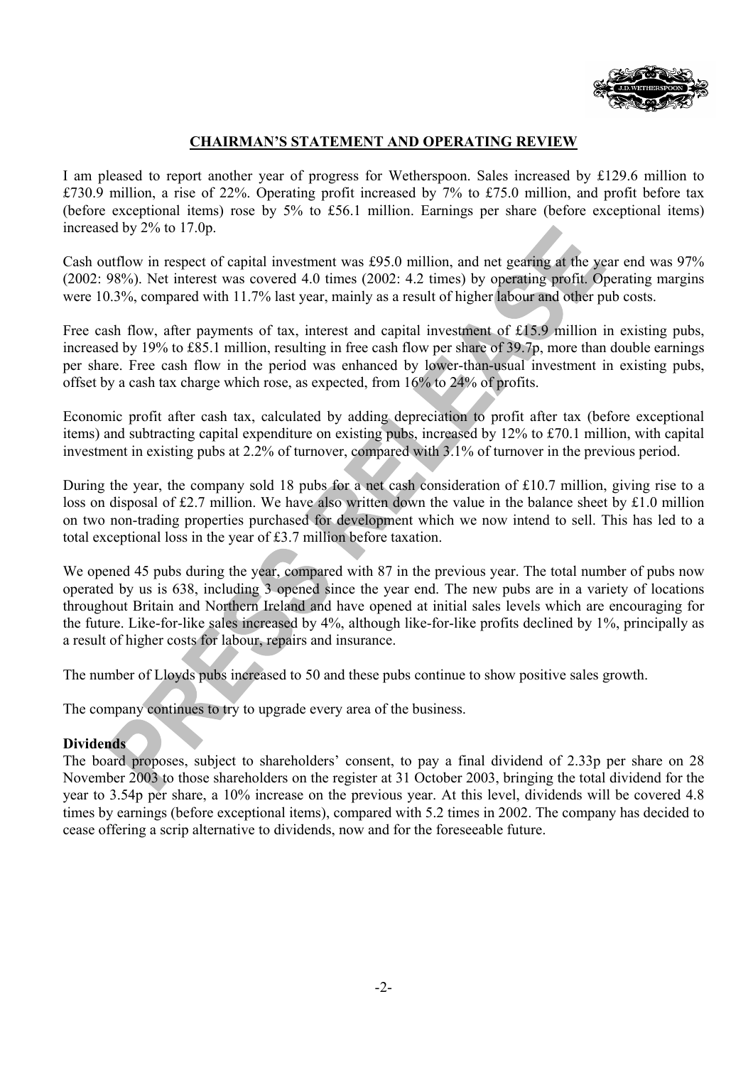## CHAIRMAN'S STATEMENT AND OPERATING REVIEW

I am pleased to report another year of progress for Wetherspoon. Sales increased by £129.6 million to £730.9 million, a rise of 22%. Operating profit increased by 7% to £75.0 million, and profit before tax (before exceptional items) rose by 5% to £56.1 million. Earnings per share (before exceptional items) increased by 2% to 17.0p.

Cash outflow in respect of capital investment was £95.0 million, and net gearing at the year end was 97% (2002: 98%). Net interest was covered 4.0 times (2002: 4.2 times) by operating profit. Operating margins were 10.3%, compared with 11.7% last year, mainly as a result of higher labour and other pub costs.

Free cash flow, after payments of tax, interest and capital investment of £15.9 million in existing pubs, increased by 19% to £85.1 million, resulting in free cash flow per share of 39.7p, more than double earnings per share. Free cash flow in the period was enhanced by lower-than-usual investment in existing pubs, offset by a cash tax charge which rose, as expected, from 16% to 24% of profits.

Economic profit after cash tax, calculated by adding depreciation to profit after tax (before exceptional items) and subtracting capital expenditure on existing pubs, increased by 12% to £70.1 million, with capital investment in existing pubs at 2.2% of turnover, compared with 3.1% of turnover in the previous period.

During the year, the company sold 18 pubs for a net cash consideration of £10.7 million, giving rise to a loss on disposal of £2.7 million. We have also written down the value in the balance sheet by £1.0 million on two non-trading properties purchased for development which we now intend to sell. This has led to a total exceptional loss in the year of £3.7 million before taxation.

We opened 45 pubs during the year, compared with 87 in the previous year. The total number of pubs now operated by us is 638, including 3 opened since the year end. The new pubs are in a variety of locations throughout Britain and Northern Ireland and have opened at initial sales levels which are encouraging for the future. Like-for-like sales increased by 4%, although like-for-like profits declined by 1%, principally as a result of higher costs for labour, repairs and insurance.

The number of Lloyds pubs increased to 50 and these pubs continue to show positive sales growth.

The company continues to try to upgrade every area of the business.

**Dividends**

The board proposes, subject to shareholders' consent, to pay a final dividend of 2.33p per share on 28 November 2003 to those shareholders on the register at 31 October 2003, bringing the total dividend for the year to 3.54p per share, a 10% increase on the previous year. At this level, dividends will be covered 4.8 times by earnings (before exceptional items), compared with 5.2 times in 2002. The company has decided to cease offering a scrip alternative to dividends, now and for the foreseeable future.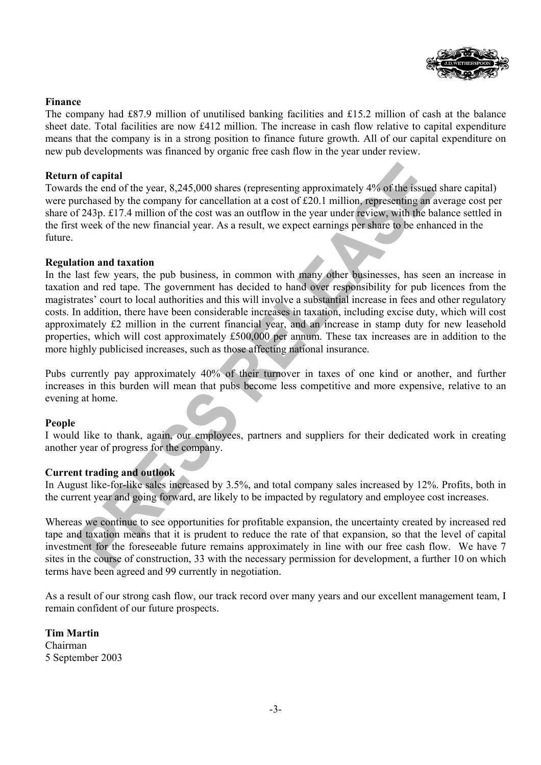**Finance**

The company had £87.9 million of unutilised banking facilities and £15.2 million of cash at the balance sheet date. Total facilities are now £412 million. The increase in cash flow relative to capital expenditure means that the company is in a strong position to finance future growth. All of our capital expenditure on new pub developments was financed by organic free cash flow in the year under review.

**Return of capital**

Towards the end of the year, 8,245,000 shares (representing approximately 4% of the issued share capital) were purchased by the company for cancellation at a cost of £20.1 million, representing an average cost per share of 243p. £17.4 million of the cost was an outflow in the year under review, with the balance settled in the first week of the new financial year. As a result, we expect earnings per share to be enhanced in the future.

**Regulation and taxation**

In the last few years, the pub business, in common with many other businesses, has seen an increase in taxation and red tape. The government has decided to hand over responsibility for pub licences from the magistrates' court to local authorities and this will involve a substantial increase in fees and other regulatory costs. In addition, there have been considerable increases in taxation, including excise duty, which will cost approximately £2 million in the current financial year, and an increase in stamp duty for new leasehold properties, which will cost approximately £500,000 per annum. These tax increases are in addition to the more highly publicised increases, such as those affecting national insurance.

Pubs currently pay approximately 40% of their turnover in taxes of one kind or another, and further increases in this burden will mean that pubs become less competitive and more expensive, relative to an evening at home.

**People**

I would like to thank, again, our employees, partners and suppliers for their dedicated work in creating another year of progress for the company.

**Current trading and outlook**

In August like-for-like sales increased by 3.5%, and total company sales increased by 12%. Profits, both in the current year and going forward, are likely to be impacted by regulatory and employee cost increases.

Whereas we continue to see opportunities for profitable expansion, the uncertainty created by increased red tape and taxation means that it is prudent to reduce the rate of that expansion, so that the level of capital investment for the foreseeable future remains approximately in line with our free cash flow. We have 7 sites in the course of construction, 33 with the necessary permission for development, a further 10 on which terms have been agreed and 99 currently in negotiation.

As a result of our strong cash flow, our track record over many years and our excellent management team, I remain confident of our future prospects.

**Tim Martin**
Chairman
5 September 2003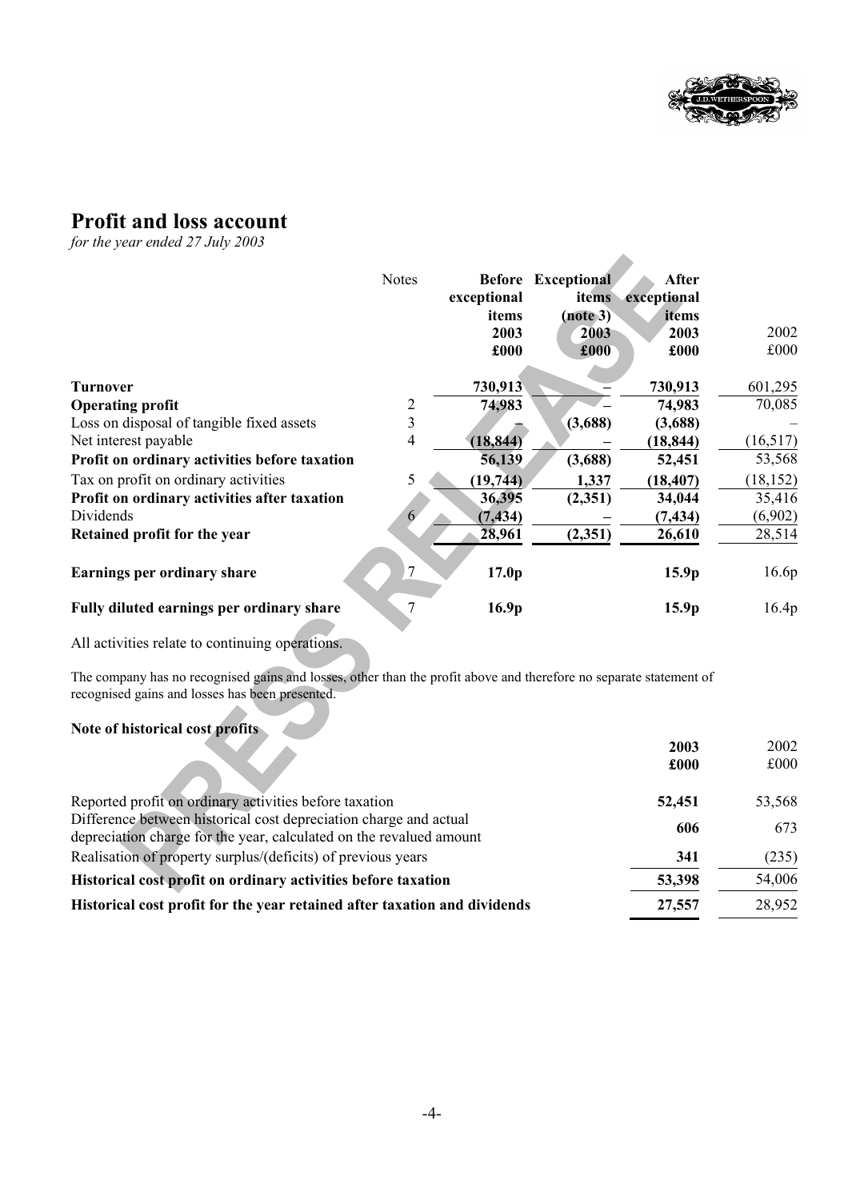# Profit and loss account

*for the year ended 27 July 2003*

| | Notes | Before exceptional items 2003 £000 | Exceptional items (note 3) 2003 £000 | After exceptional items 2003 £000 | 2002 £000 |
|---|---|---|---|---|---|
| **Turnover** | | **730,913** | **–** | **730,913** | 601,295 |
| **Operating profit** | 2 | **74,983** | **–** | **74,983** | 70,085 |
| Loss on disposal of tangible fixed assets | 3 | **–** | **(3,688)** | **(3,688)** | – |
| Net interest payable | 4 | **(18,844)** | **–** | **(18,844)** | (16,517) |
| **Profit on ordinary activities before taxation** | | **56,139** | **(3,688)** | **52,451** | 53,568 |
| Tax on profit on ordinary activities | 5 | **(19,744)** | **1,337** | **(18,407)** | (18,152) |
| **Profit on ordinary activities after taxation** | | **36,395** | **(2,351)** | **34,044** | 35,416 |
| Dividends | 6 | **(7,434)** | **–** | **(7,434)** | (6,902) |
| **Retained profit for the year** | | **28,961** | **(2,351)** | **26,610** | 28,514 |
| **Earnings per ordinary share** | 7 | **17.0p** | | **15.9p** | 16.6p |
| **Fully diluted earnings per ordinary share** | 7 | **16.9p** | | **15.9p** | 16.4p |

All activities relate to continuing operations.

The company has no recognised gains and losses, other than the profit above and therefore no separate statement of recognised gains and losses has been presented.

**Note of historical cost profits**

| | 2003 £000 | 2002 £000 |
|---|---|---|
| Reported profit on ordinary activities before taxation | **52,451** | 53,568 |
| Difference between historical cost depreciation charge and actual depreciation charge for the year, calculated on the revalued amount | **606** | 673 |
| Realisation of property surplus/(deficits) of previous years | **341** | (235) |
| **Historical cost profit on ordinary activities before taxation** | **53,398** | 54,006 |
| **Historical cost profit for the year retained after taxation and dividends** | **27,557** | 28,952 |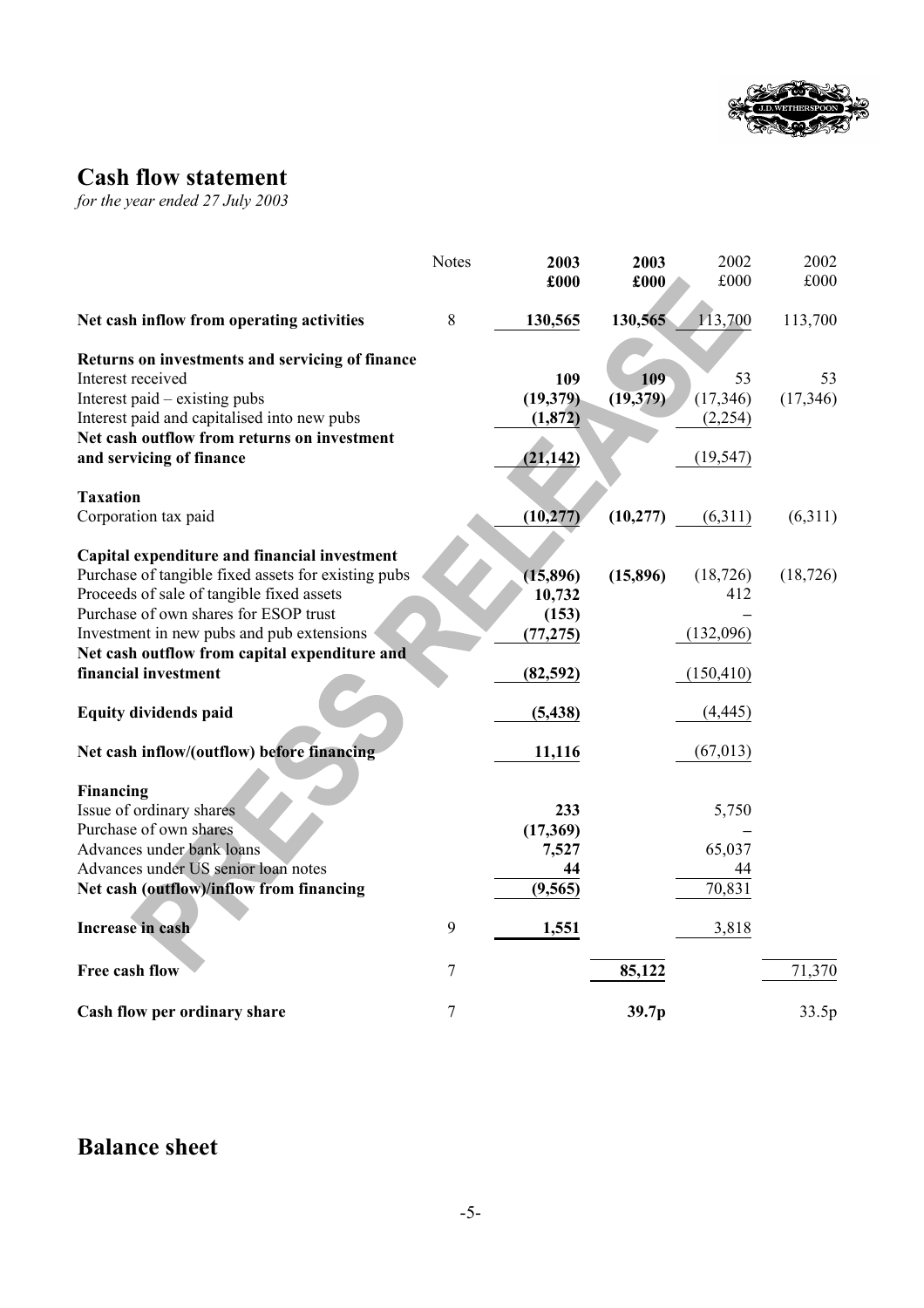## Cash flow statement

*for the year ended 27 July 2003*

| | Notes | 2003 £000 | 2003 £000 | 2002 £000 | 2002 £000 |
|---|---|---|---|---|---|
| **Net cash inflow from operating activities** | 8 | **130,565** | **130,565** | 113,700 | 113,700 |
| **Returns on investments and servicing of finance** | | | | | |
| Interest received | | **109** | **109** | 53 | 53 |
| Interest paid – existing pubs | | **(19,379)** | **(19,379)** | (17,346) | (17,346) |
| Interest paid and capitalised into new pubs | | **(1,872)** | | (2,254) | |
| **Net cash outflow from returns on investment and servicing of finance** | | **(21,142)** | | (19,547) | |
| **Taxation** | | | | | |
| Corporation tax paid | | **(10,277)** | **(10,277)** | (6,311) | (6,311) |
| **Capital expenditure and financial investment** | | | | | |
| Purchase of tangible fixed assets for existing pubs | | **(15,896)** | **(15,896)** | (18,726) | (18,726) |
| Proceeds of sale of tangible fixed assets | | **10,732** | | 412 | |
| Purchase of own shares for ESOP trust | | **(153)** | | – | |
| Investment in new pubs and pub extensions | | **(77,275)** | | (132,096) | |
| **Net cash outflow from capital expenditure and financial investment** | | **(82,592)** | | (150,410) | |
| **Equity dividends paid** | | **(5,438)** | | (4,445) | |
| **Net cash inflow/(outflow) before financing** | | **11,116** | | (67,013) | |
| **Financing** | | | | | |
| Issue of ordinary shares | | **233** | | 5,750 | |
| Purchase of own shares | | **(17,369)** | | – | |
| Advances under bank loans | | **7,527** | | 65,037 | |
| Advances under US senior loan notes | | **44** | | 44 | |
| **Net cash (outflow)/inflow from financing** | | **(9,565)** | | 70,831 | |
| **Increase in cash** | 9 | **1,551** | | 3,818 | |
| **Free cash flow** | 7 | | **85,122** | | 71,370 |
| **Cash flow per ordinary share** | 7 | | **39.7p** | | 33.5p |

## Balance sheet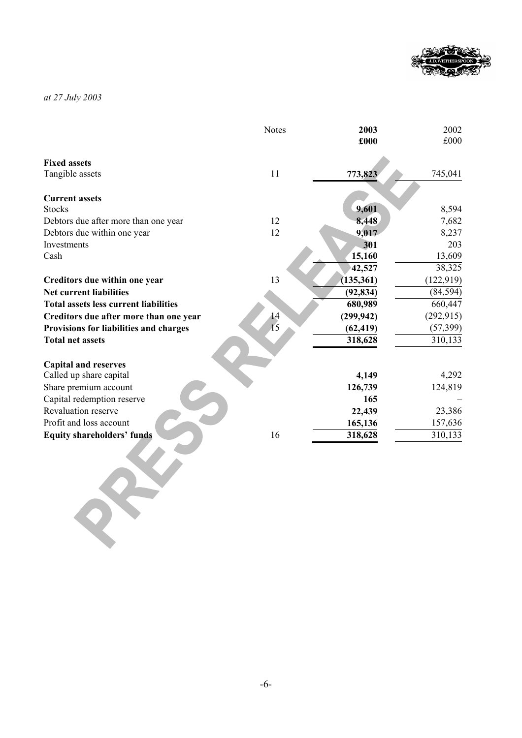*at 27 July 2003*

| | Notes | 2003 £000 | 2002 £000 |
|---|---|---|---|
| **Fixed assets** | | | |
| Tangible assets | 11 | **773,823** | 745,041 |
| **Current assets** | | | |
| Stocks | | **9,601** | 8,594 |
| Debtors due after more than one year | 12 | **8,448** | 7,682 |
| Debtors due within one year | 12 | **9,017** | 8,237 |
| Investments | | **301** | 203 |
| Cash | | **15,160** | 13,609 |
| | | **42,527** | 38,325 |
| **Creditors due within one year** | 13 | **(135,361)** | (122,919) |
| **Net current liabilities** | | **(92,834)** | (84,594) |
| **Total assets less current liabilities** | | **680,989** | 660,447 |
| **Creditors due after more than one year** | 14 | **(299,942)** | (292,915) |
| **Provisions for liabilities and charges** | 15 | **(62,419)** | (57,399) |
| **Total net assets** | | **318,628** | 310,133 |
| **Capital and reserves** | | | |
| Called up share capital | | **4,149** | 4,292 |
| Share premium account | | **126,739** | 124,819 |
| Capital redemption reserve | | **165** | – |
| Revaluation reserve | | **22,439** | 23,386 |
| Profit and loss account | | **165,136** | 157,636 |
| **Equity shareholders' funds** | 16 | **318,628** | 310,133 |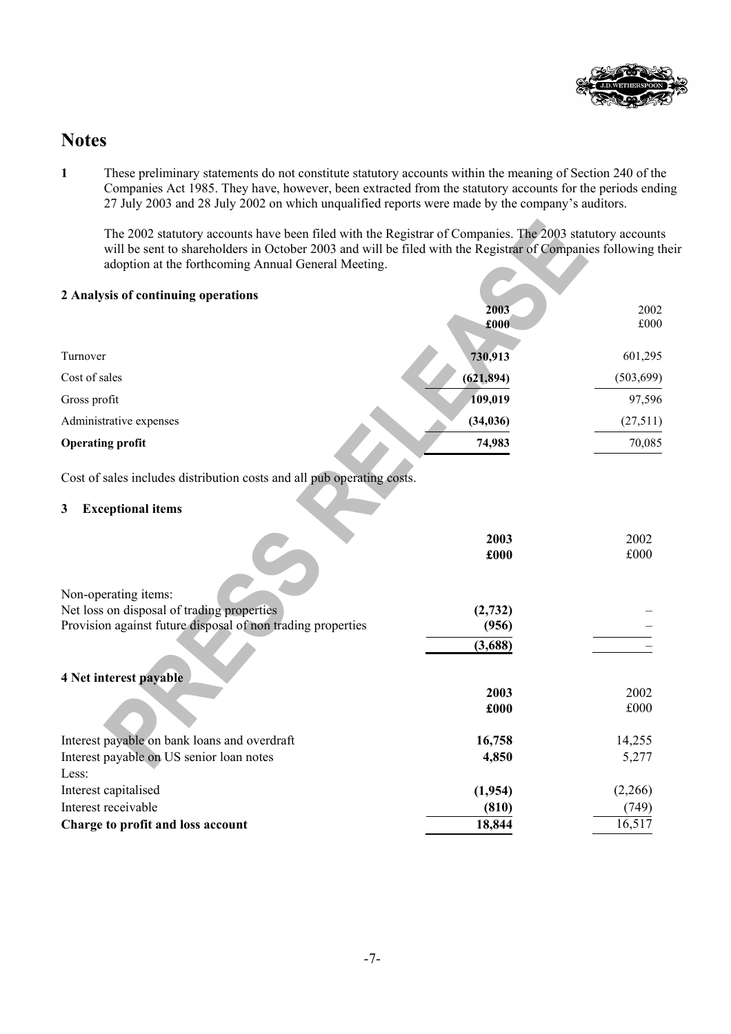# Notes

**1** These preliminary statements do not constitute statutory accounts within the meaning of Section 240 of the Companies Act 1985. They have, however, been extracted from the statutory accounts for the periods ending 27 July 2003 and 28 July 2002 on which unqualified reports were made by the company's auditors.

The 2002 statutory accounts have been filed with the Registrar of Companies. The 2003 statutory accounts will be sent to shareholders in October 2003 and will be filed with the Registrar of Companies following their adoption at the forthcoming Annual General Meeting.

## 2 Analysis of continuing operations

| | **2003 £000** | 2002 £000 |
|---|---|---|
| Turnover | **730,913** | 601,295 |
| Cost of sales | **(621,894)** | (503,699) |
| Gross profit | **109,019** | 97,596 |
| Administrative expenses | **(34,036)** | (27,511) |
| **Operating profit** | **74,983** | 70,085 |

Cost of sales includes distribution costs and all pub operating costs.

## 3 Exceptional items

| | **2003 £000** | 2002 £000 |
|---|---|---|
| Non-operating items: | | |
| Net loss on disposal of trading properties | **(2,732)** | – |
| Provision against future disposal of non trading properties | **(956)** | – |
| | **(3,688)** | – |

## 4 Net interest payable

| | **2003 £000** | 2002 £000 |
|---|---|---|
| Interest payable on bank loans and overdraft | **16,758** | 14,255 |
| Interest payable on US senior loan notes | **4,850** | 5,277 |
| Less: | | |
| Interest capitalised | **(1,954)** | (2,266) |
| Interest receivable | **(810)** | (749) |
| **Charge to profit and loss account** | **18,844** | 16,517 |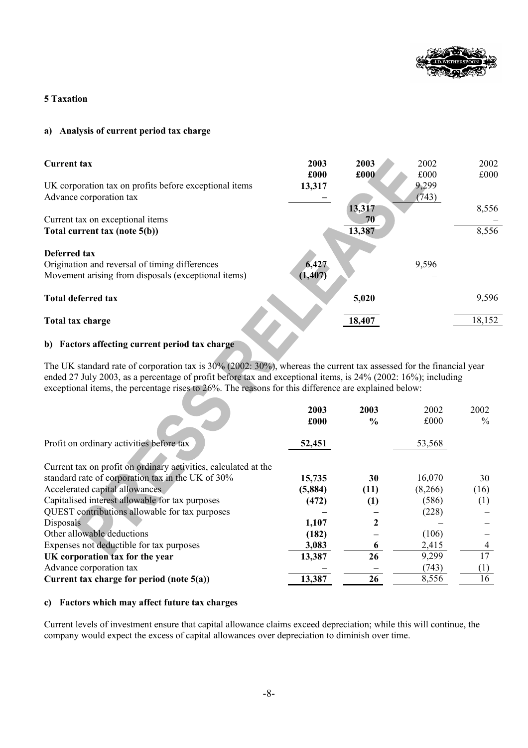## 5 Taxation

### a) Analysis of current period tax charge

| **Current tax** | **2003** | **2003** | 2002 | 2002 |
|---|---|---|---|---|
| | **£000** | **£000** | £000 | £000 |
| UK corporation tax on profits before exceptional items | **13,317** | | 9,299 | |
| Advance corporation tax | **–** | | (743) | |
| | | **13,317** | | 8,556 |
| Current tax on exceptional items | | **70** | | – |
| **Total current tax (note 5(b))** | | **13,387** | | 8,556 |
| | | | | |
| **Deferred tax** | | | | |
| Origination and reversal of timing differences | **6,427** | | 9,596 | |
| Movement arising from disposals (exceptional items) | **(1,407)** | | – | |
| | | | | |
| **Total deferred tax** | | **5,020** | | 9,596 |
| | | | | |
| **Total tax charge** | | **18,407** | | 18,152 |

### b) Factors affecting current period tax charge

The UK standard rate of corporation tax is 30% (2002: 30%), whereas the current tax assessed for the financial year ended 27 July 2003, as a percentage of profit before tax and exceptional items, is 24% (2002: 16%); including exceptional items, the percentage rises to 26%. The reasons for this difference are explained below:

| | **2003** | **2003** | 2002 | 2002 |
|---|---|---|---|---|
| | **£000** | **%** | £000 | % |
| Profit on ordinary activities before tax | **52,451** | | 53,568 | |
| | | | | |
| Current tax on profit on ordinary activities, calculated at the standard rate of corporation tax in the UK of 30% | **15,735** | **30** | 16,070 | 30 |
| Accelerated capital allowances | **(5,884)** | **(11)** | (8,266) | (16) |
| Capitalised interest allowable for tax purposes | **(472)** | **(1)** | (586) | (1) |
| QUEST contributions allowable for tax purposes | **–** | **–** | (228) | – |
| Disposals | **1,107** | **2** | – | – |
| Other allowable deductions | **(182)** | **–** | (106) | – |
| Expenses not deductible for tax purposes | **3,083** | **6** | 2,415 | 4 |
| **UK corporation tax for the year** | **13,387** | **26** | 9,299 | 17 |
| Advance corporation tax | **–** | **–** | (743) | (1) |
| **Current tax charge for period (note 5(a))** | **13,387** | **26** | 8,556 | 16 |

### c) Factors which may affect future tax charges

Current levels of investment ensure that capital allowance claims exceed depreciation; while this will continue, the company would expect the excess of capital allowances over depreciation to diminish over time.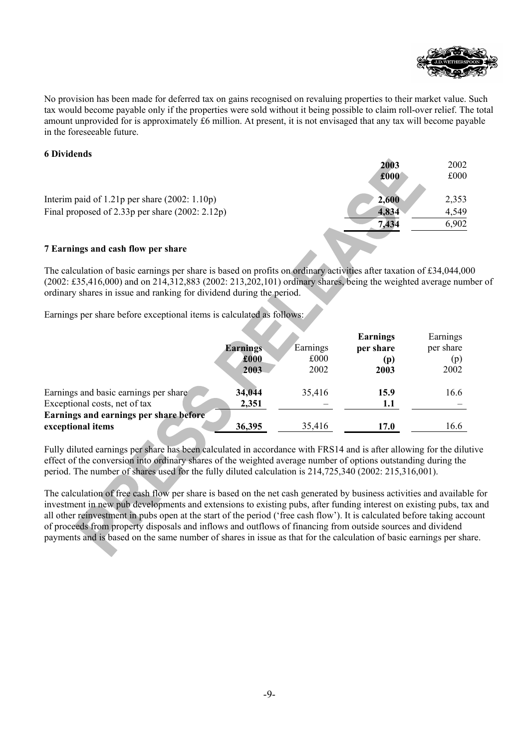No provision has been made for deferred tax on gains recognised on revaluing properties to their market value. Such tax would become payable only if the properties were sold without it being possible to claim roll-over relief. The total amount unprovided for is approximately £6 million. At present, it is not envisaged that any tax will become payable in the foreseeable future.

**6 Dividends**

| | **2003** | 2002 |
|---|---|---|
| | **£000** | £000 |
| Interim paid of 1.21p per share (2002: 1.10p) | **2,600** | 2,353 |
| Final proposed of 2.33p per share (2002: 2.12p) | **4,834** | 4,549 |
| | **7,434** | 6,902 |

**7 Earnings and cash flow per share**

The calculation of basic earnings per share is based on profits on ordinary activities after taxation of £34,044,000 (2002: £35,416,000) and on 214,312,883 (2002: 213,202,101) ordinary shares, being the weighted average number of ordinary shares in issue and ranking for dividend during the period.

Earnings per share before exceptional items is calculated as follows:

| | **Earnings £000 2003** | Earnings £000 2002 | **Earnings per share (p) 2003** | Earnings per share (p) 2002 |
|---|---|---|---|---|
| Earnings and basic earnings per share | **34,044** | 35,416 | **15.9** | 16.6 |
| Exceptional costs, net of tax | **2,351** | – | **1.1** | – |
| **Earnings and earnings per share before exceptional items** | **36,395** | 35,416 | **17.0** | 16.6 |

Fully diluted earnings per share has been calculated in accordance with FRS14 and is after allowing for the dilutive effect of the conversion into ordinary shares of the weighted average number of options outstanding during the period. The number of shares used for the fully diluted calculation is 214,725,340 (2002: 215,316,001).

The calculation of free cash flow per share is based on the net cash generated by business activities and available for investment in new pub developments and extensions to existing pubs, after funding interest on existing pubs, tax and all other reinvestment in pubs open at the start of the period ('free cash flow'). It is calculated before taking account of proceeds from property disposals and inflows and outflows of financing from outside sources and dividend payments and is based on the same number of shares in issue as that for the calculation of basic earnings per share.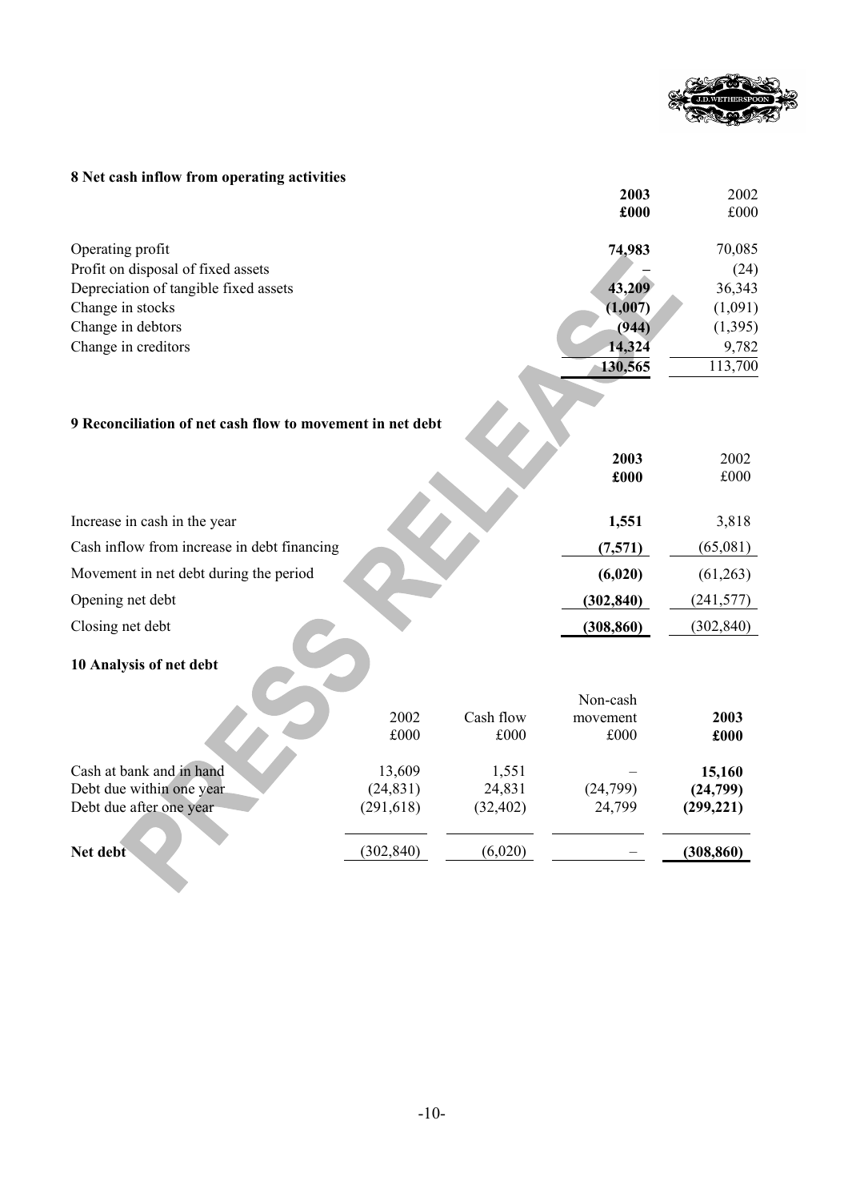## 8 Net cash inflow from operating activities

| | 2003 £000 | 2002 £000 |
|---|---|---|
| Operating profit | **74,983** | 70,085 |
| Profit on disposal of fixed assets | **–** | (24) |
| Depreciation of tangible fixed assets | **43,209** | 36,343 |
| Change in stocks | **(1,007)** | (1,091) |
| Change in debtors | **(944)** | (1,395) |
| Change in creditors | **14,324** | 9,782 |
| | **130,565** | 113,700 |

## 9 Reconciliation of net cash flow to movement in net debt

| | 2003 £000 | 2002 £000 |
|---|---|---|
| Increase in cash in the year | **1,551** | 3,818 |
| Cash inflow from increase in debt financing | **(7,571)** | (65,081) |
| Movement in net debt during the period | **(6,020)** | (61,263) |
| Opening net debt | **(302,840)** | (241,577) |
| Closing net debt | **(308,860)** | (302,840) |

## 10 Analysis of net debt

| | 2002 £000 | Cash flow £000 | Non-cash movement £000 | 2003 £000 |
|---|---|---|---|---|
| Cash at bank and in hand | 13,609 | 1,551 | – | **15,160** |
| Debt due within one year | (24,831) | 24,831 | (24,799) | **(24,799)** |
| Debt due after one year | (291,618) | (32,402) | 24,799 | **(299,221)** |
| **Net debt** | (302,840) | (6,020) | – | **(308,860)** |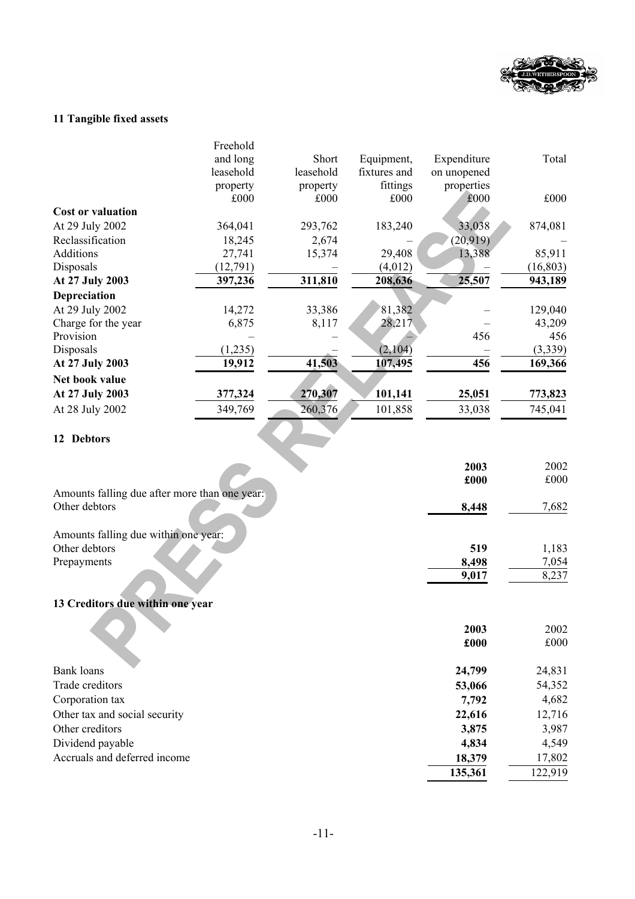## 11 Tangible fixed assets

| | Freehold and long leasehold property | Short leasehold property | Equipment, fixtures and fittings | Expenditure on unopened properties | Total |
|---|---|---|---|---|---|
| | £000 | £000 | £000 | £000 | £000 |
| **Cost or valuation** | | | | | |
| At 29 July 2002 | 364,041 | 293,762 | 183,240 | 33,038 | 874,081 |
| Reclassification | 18,245 | 2,674 | – | (20,919) | – |
| Additions | 27,741 | 15,374 | 29,408 | 13,388 | 85,911 |
| Disposals | (12,791) | – | (4,012) | – | (16,803) |
| **At 27 July 2003** | **397,236** | **311,810** | **208,636** | **25,507** | **943,189** |
| **Depreciation** | | | | | |
| At 29 July 2002 | 14,272 | 33,386 | 81,382 | – | 129,040 |
| Charge for the year | 6,875 | 8,117 | 28,217 | – | 43,209 |
| Provision | – | – | – | 456 | 456 |
| Disposals | (1,235) | – | (2,104) | – | (3,339) |
| **At 27 July 2003** | **19,912** | **41,503** | **107,495** | **456** | **169,366** |
| **Net book value** | | | | | |
| **At 27 July 2003** | **377,324** | **270,307** | **101,141** | **25,051** | **773,823** |
| At 28 July 2002 | 349,769 | 260,376 | 101,858 | 33,038 | 745,041 |

## 12 Debtors

| | **2003** | 2002 |
|---|---|---|
| | **£000** | £000 |
| Amounts falling due after more than one year: | | |
| Other debtors | **8,448** | 7,682 |
| Amounts falling due within one year: | | |
| Other debtors | **519** | 1,183 |
| Prepayments | **8,498** | 7,054 |
| | **9,017** | 8,237 |

## 13 Creditors due within one year

| | **2003** | 2002 |
|---|---|---|
| | **£000** | £000 |
| Bank loans | **24,799** | 24,831 |
| Trade creditors | **53,066** | 54,352 |
| Corporation tax | **7,792** | 4,682 |
| Other tax and social security | **22,616** | 12,716 |
| Other creditors | **3,875** | 3,987 |
| Dividend payable | **4,834** | 4,549 |
| Accruals and deferred income | **18,379** | 17,802 |
| | **135,361** | 122,919 |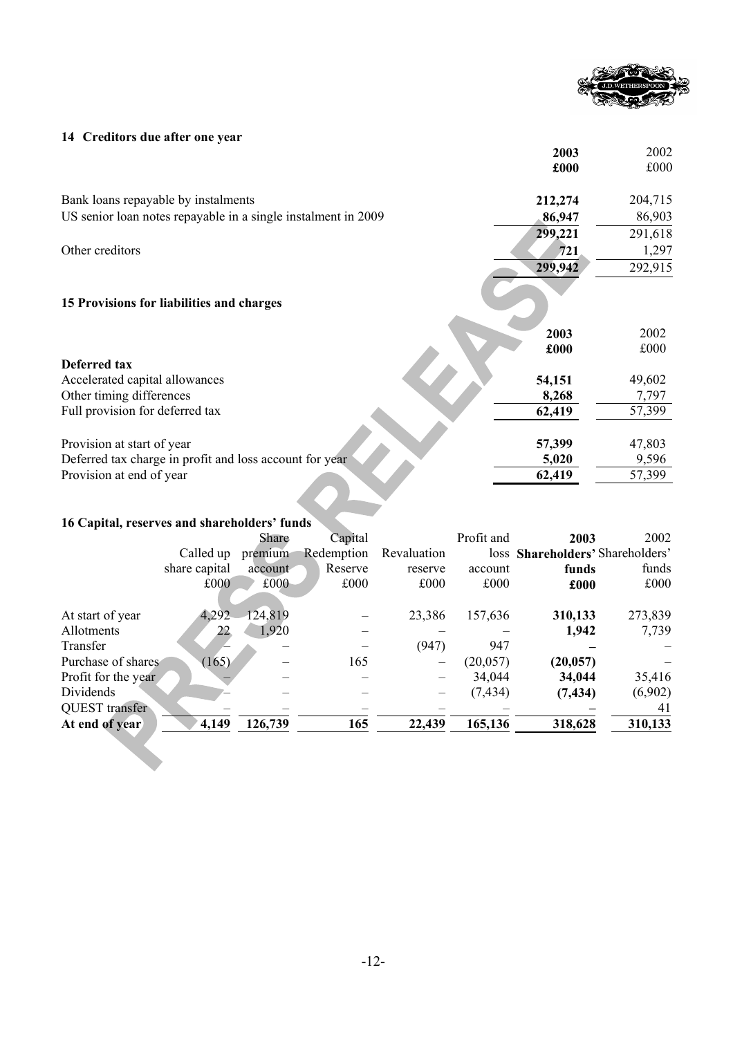## 14 Creditors due after one year

| | 2003 £000 | 2002 £000 |
|---|---|---|
| Bank loans repayable by instalments | **212,274** | 204,715 |
| US senior loan notes repayable in a single instalment in 2009 | **86,947** | 86,903 |
| | **299,221** | 291,618 |
| Other creditors | **721** | 1,297 |
| | **299,942** | 292,915 |

## 15 Provisions for liabilities and charges

| | 2003 £000 | 2002 £000 |
|---|---|---|
| **Deferred tax** | | |
| Accelerated capital allowances | **54,151** | 49,602 |
| Other timing differences | **8,268** | 7,797 |
| Full provision for deferred tax | **62,419** | 57,399 |
| | | |
| Provision at start of year | **57,399** | 47,803 |
| Deferred tax charge in profit and loss account for year | **5,020** | 9,596 |
| Provision at end of year | **62,419** | 57,399 |

## 16 Capital, reserves and shareholders' funds

| | Called up share capital £000 | Share premium account £000 | Capital Redemption Reserve £000 | Revaluation reserve £000 | Profit and loss account £000 | 2003 Shareholders' funds £000 | 2002 Shareholders' funds £000 |
|---|---|---|---|---|---|---|---|
| At start of year | 4,292 | 124,819 | – | 23,386 | 157,636 | **310,133** | 273,839 |
| Allotments | 22 | 1,920 | – | – | – | **1,942** | 7,739 |
| Transfer | – | – | – | (947) | 947 | **–** | – |
| Purchase of shares | (165) | – | 165 | – | (20,057) | **(20,057)** | – |
| Profit for the year | – | – | – | – | 34,044 | **34,044** | 35,416 |
| Dividends | – | – | – | – | (7,434) | **(7,434)** | (6,902) |
| QUEST transfer | – | – | – | – | – | **–** | 41 |
| **At end of year** | **4,149** | **126,739** | **165** | **22,439** | **165,136** | **318,628** | **310,133** |